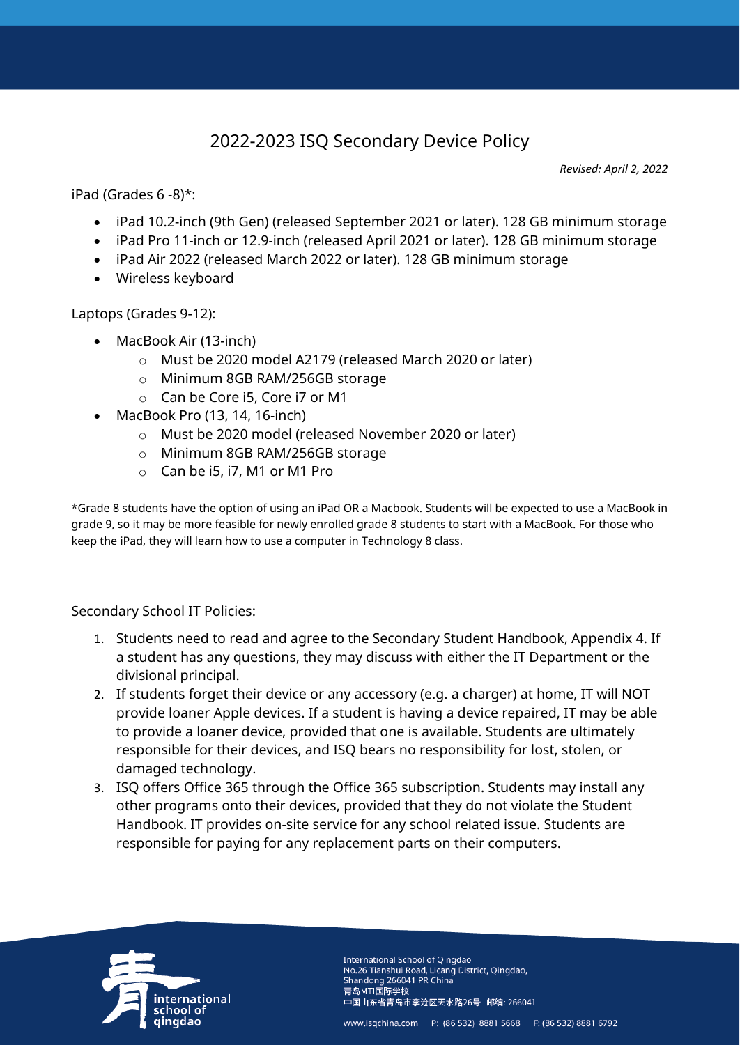# 2022-2023 ISQ Secondary Device Policy

*Revised: April 2, 2022*

iPad (Grades 6 -8)*:

- iPad 10.2-inch (9th Gen) (released September 2021 or later). 128 GB minimum storage
- iPad Pro 11-inch or 12.9-inch (released April 2021 or later). 128 GB minimum storage
- iPad Air 2022 (released March 2022 or later). 128 GB minimum storage
- Wireless keyboard

Laptops (Grades 9-12):

- MacBook Air (13-inch)
  - Must be 2020 model A2179 (released March 2020 or later)
  - Minimum 8GB RAM/256GB storage
  - Can be Core i5, Core i7 or M1
- MacBook Pro (13, 14, 16-inch)
  - Must be 2020 model (released November 2020 or later)
  - Minimum 8GB RAM/256GB storage
  - Can be i5, i7, M1 or M1 Pro

*Grade 8 students have the option of using an iPad OR a Macbook. Students will be expected to use a MacBook in grade 9, so it may be more feasible for newly enrolled grade 8 students to start with a MacBook. For those who keep the iPad, they will learn how to use a computer in Technology 8 class.

Secondary School IT Policies:

1. Students need to read and agree to the Secondary Student Handbook, Appendix 4. If a student has any questions, they may discuss with either the IT Department or the divisional principal.
2. If students forget their device or any accessory (e.g. a charger) at home, IT will NOT provide loaner Apple devices. If a student is having a device repaired, IT may be able to provide a loaner device, provided that one is available. Students are ultimately responsible for their devices, and ISQ bears no responsibility for lost, stolen, or damaged technology.
3. ISQ offers Office 365 through the Office 365 subscription. Students may install any other programs onto their devices, provided that they do not violate the Student Handbook. IT provides on-site service for any school related issue. Students are responsible for paying for any replacement parts on their computers.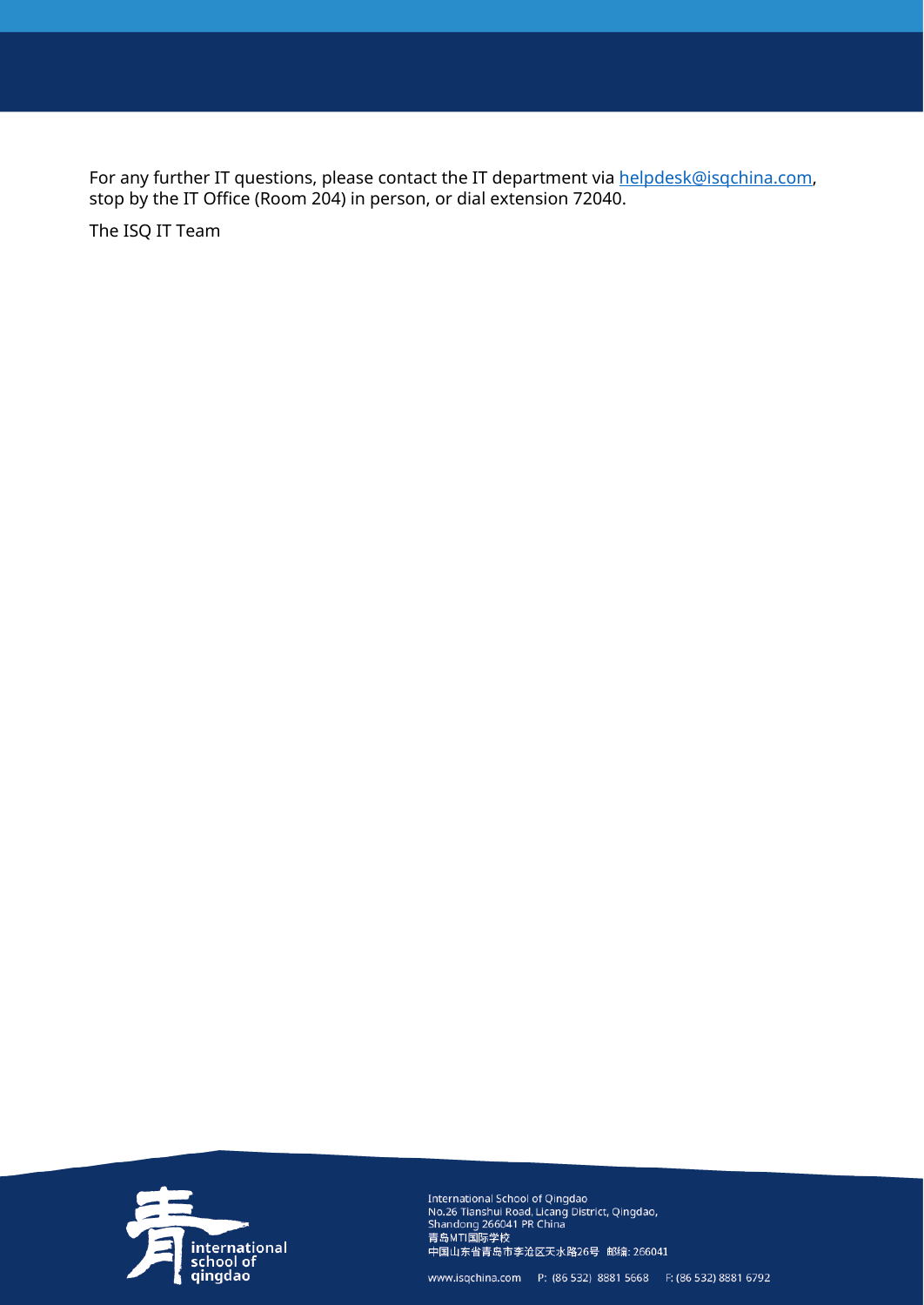For any further IT questions, please contact the IT department via [helpdesk@isqchina.com](mailto:helpdesk@isqchina.com), stop by the IT Office (Room 204) in person, or dial extension 72040.

The ISQ IT Team